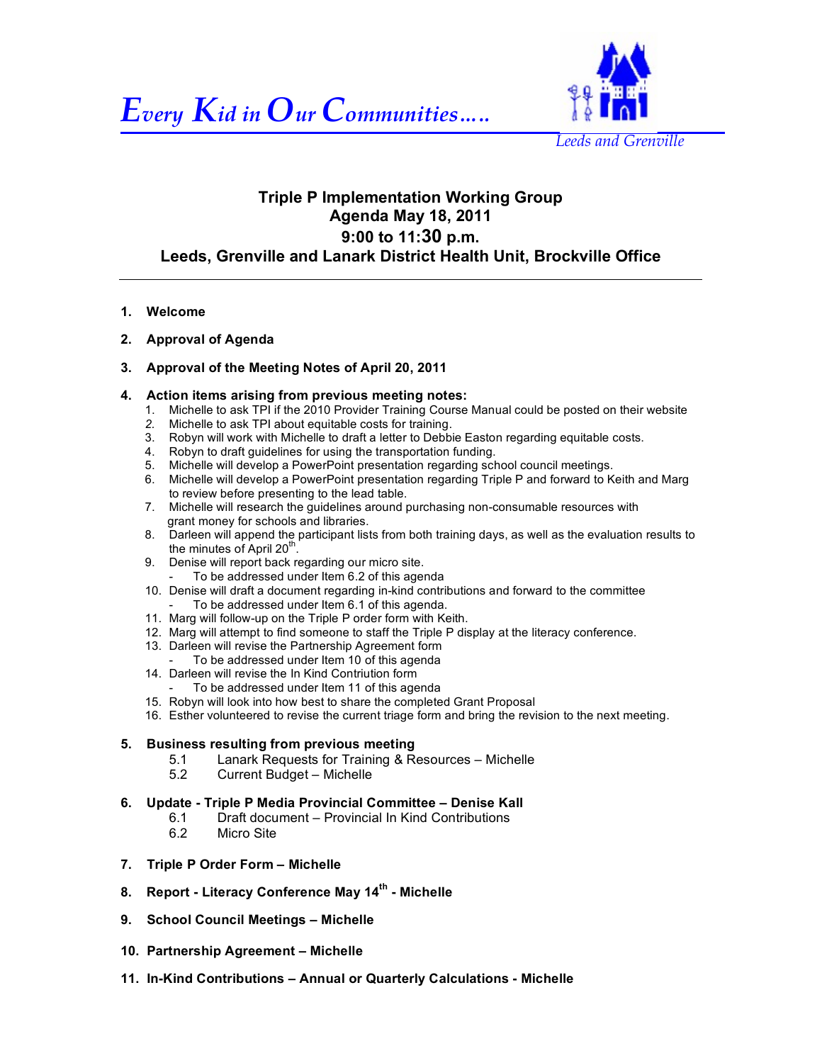*Every Kid in Our Communities…..*

*Leeds and Grenville*

# Triple P Implementation Working Group
## Agenda May 18, 2011
## 9:00 to 11:30 p.m.
## Leeds, Grenville and Lanark District Health Unit, Brockville Office

---

1. **Welcome**

2. **Approval of Agenda**

3. **Approval of the Meeting Notes of April 20, 2011**

4. **Action items arising from previous meeting notes:**
   1. Michelle to ask TPI if the 2010 Provider Training Course Manual could be posted on their website
   2. Michelle to ask TPI about equitable costs for training.
   3. Robyn will work with Michelle to draft a letter to Debbie Easton regarding equitable costs.
   4. Robyn to draft guidelines for using the transportation funding.
   5. Michelle will develop a PowerPoint presentation regarding school council meetings.
   6. Michelle will develop a PowerPoint presentation regarding Triple P and forward to Keith and Marg to review before presenting to the lead table.
   7. Michelle will research the guidelines around purchasing non-consumable resources with grant money for schools and libraries.
   8. Darleen will append the participant lists from both training days, as well as the evaluation results to the minutes of April 20th.
   9. Denise will report back regarding our micro site.
      - To be addressed under Item 6.2 of this agenda
   10. Denise will draft a document regarding in-kind contributions and forward to the committee
       - To be addressed under Item 6.1 of this agenda.
   11. Marg will follow-up on the Triple P order form with Keith.
   12. Marg will attempt to find someone to staff the Triple P display at the literacy conference.
   13. Darleen will revise the Partnership Agreement form
       - To be addressed under Item 10 of this agenda
   14. Darleen will revise the In Kind Contriution form
       - To be addressed under Item 11 of this agenda
   15. Robyn will look into how best to share the completed Grant Proposal
   16. Esther volunteered to revise the current triage form and bring the revision to the next meeting.

5. **Business resulting from previous meeting**
   - 5.1 Lanark Requests for Training & Resources – Michelle
   - 5.2 Current Budget – Michelle

6. **Update - Triple P Media Provincial Committee – Denise Kall**
   - 6.1 Draft document – Provincial In Kind Contributions
   - 6.2 Micro Site

7. **Triple P Order Form – Michelle**

8. **Report - Literacy Conference May 14th - Michelle**

9. **School Council Meetings – Michelle**

10. **Partnership Agreement – Michelle**

11. **In-Kind Contributions – Annual or Quarterly Calculations - Michelle**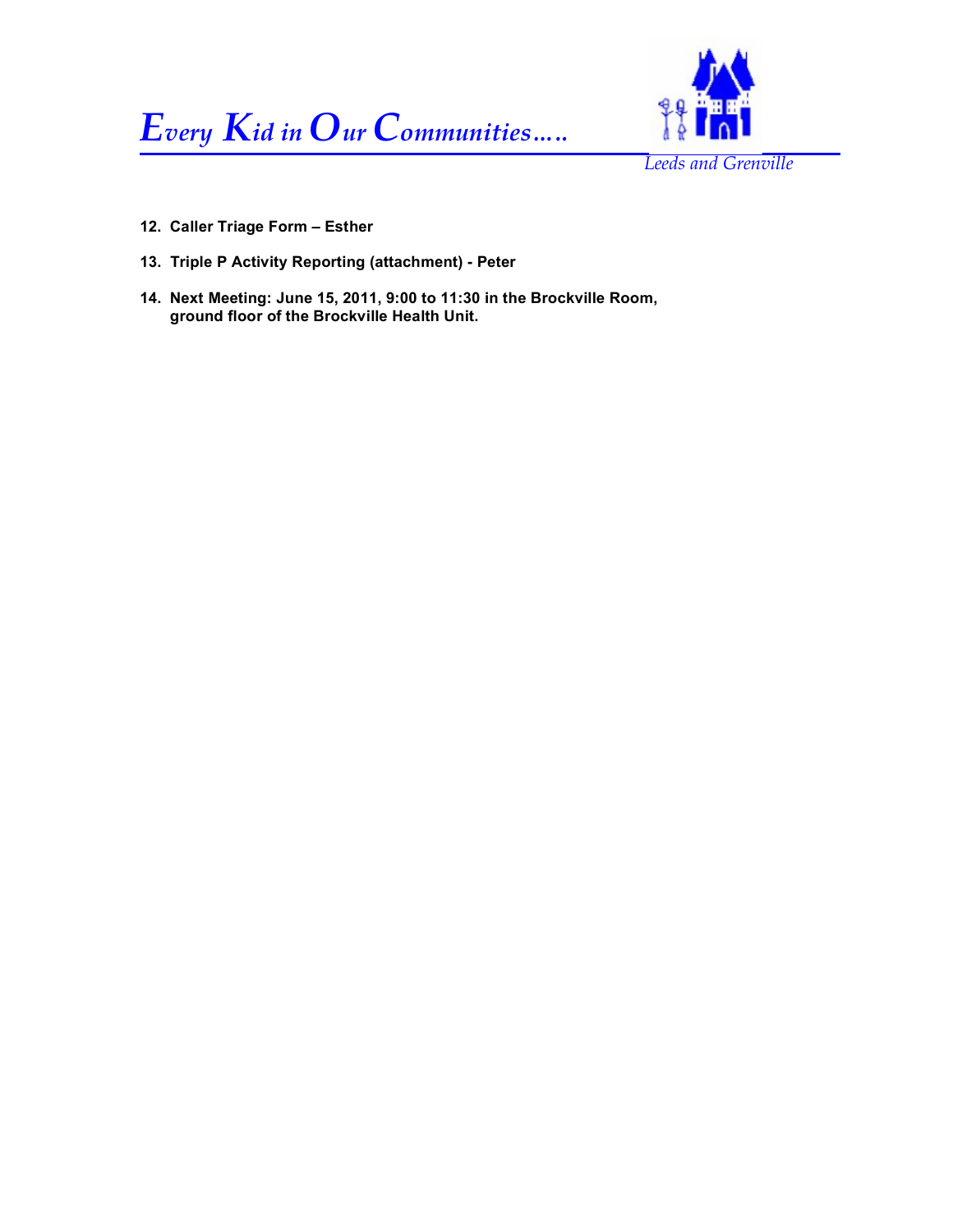12. **Caller Triage Form – Esther**

13. **Triple P Activity Reporting (attachment) - Peter**

14. **Next Meeting: June 15, 2011, 9:00 to 11:30 in the Brockville Room, ground floor of the Brockville Health Unit.**